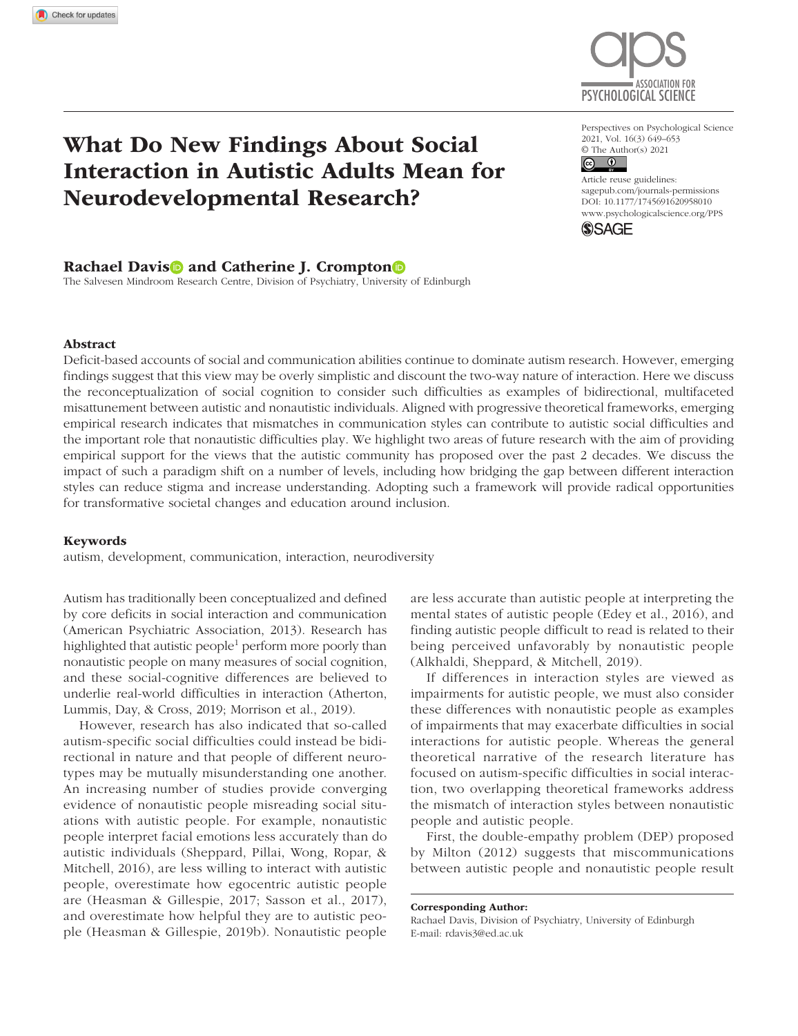# What Do New Findings About Social Interaction in Autistic Adults Mean for Neurodevelopmental Research?

**Rachael Davis and Catherine J. Crompton**

The Salvesen Mindroom Research Centre, Division of Psychiatry, University of Edinburgh

DOI: 10.1177/1745691620958010

## Abstract

Deficit-based accounts of social and communication abilities continue to dominate autism research. However, emerging findings suggest that this view may be overly simplistic and discount the two-way nature of interaction. Here we discuss the reconceptualization of social cognition to consider such difficulties as examples of bidirectional, multifaceted misattunement between autistic and nonautistic individuals. Aligned with progressive theoretical frameworks, emerging empirical research indicates that mismatches in communication styles can contribute to autistic social difficulties and the important role that nonautistic difficulties play. We highlight two areas of future research with the aim of providing empirical support for the views that the autistic community has proposed over the past 2 decades. We discuss the impact of such a paradigm shift on a number of levels, including how bridging the gap between different interaction styles can reduce stigma and increase understanding. Adopting such a framework will provide radical opportunities for transformative societal changes and education around inclusion.

### Keywords

autism, development, communication, interaction, neurodiversity

Autism has traditionally been conceptualized and defined by core deficits in social interaction and communication (American Psychiatric Association, 2013). Research has highlighted that autistic people[1] perform more poorly than nonautistic people on many measures of social cognition, and these social-cognitive differences are believed to underlie real-world difficulties in interaction (Atherton, Lummis, Day, & Cross, 2019; Morrison et al., 2019).

However, research has also indicated that so-called autism-specific social difficulties could instead be bidirectional in nature and that people of different neurotypes may be mutually misunderstanding one another. An increasing number of studies provide converging evidence of nonautistic people misreading social situations with autistic people. For example, nonautistic people interpret facial emotions less accurately than do autistic individuals (Sheppard, Pillai, Wong, Ropar, & Mitchell, 2016), are less willing to interact with autistic people, overestimate how egocentric autistic people are (Heasman & Gillespie, 2017; Sasson et al., 2017), and overestimate how helpful they are to autistic people (Heasman & Gillespie, 2019b). Nonautistic people are less accurate than autistic people at interpreting the mental states of autistic people (Edey et al., 2016), and finding autistic people difficult to read is related to their being perceived unfavorably by nonautistic people (Alkhaldi, Sheppard, & Mitchell, 2019).

If differences in interaction styles are viewed as impairments for autistic people, we must also consider these differences with nonautistic people as examples of impairments that may exacerbate difficulties in social interactions for autistic people. Whereas the general theoretical narrative of the research literature has focused on autism-specific difficulties in social interaction, two overlapping theoretical frameworks address the mismatch of interaction styles between nonautistic people and autistic people.

First, the double-empathy problem (DEP) proposed by Milton (2012) suggests that miscommunications between autistic people and nonautistic people result

---

**Corresponding Author:**
Rachael Davis, Division of Psychiatry, University of Edinburgh
E-mail: rdavis3@ed.ac.uk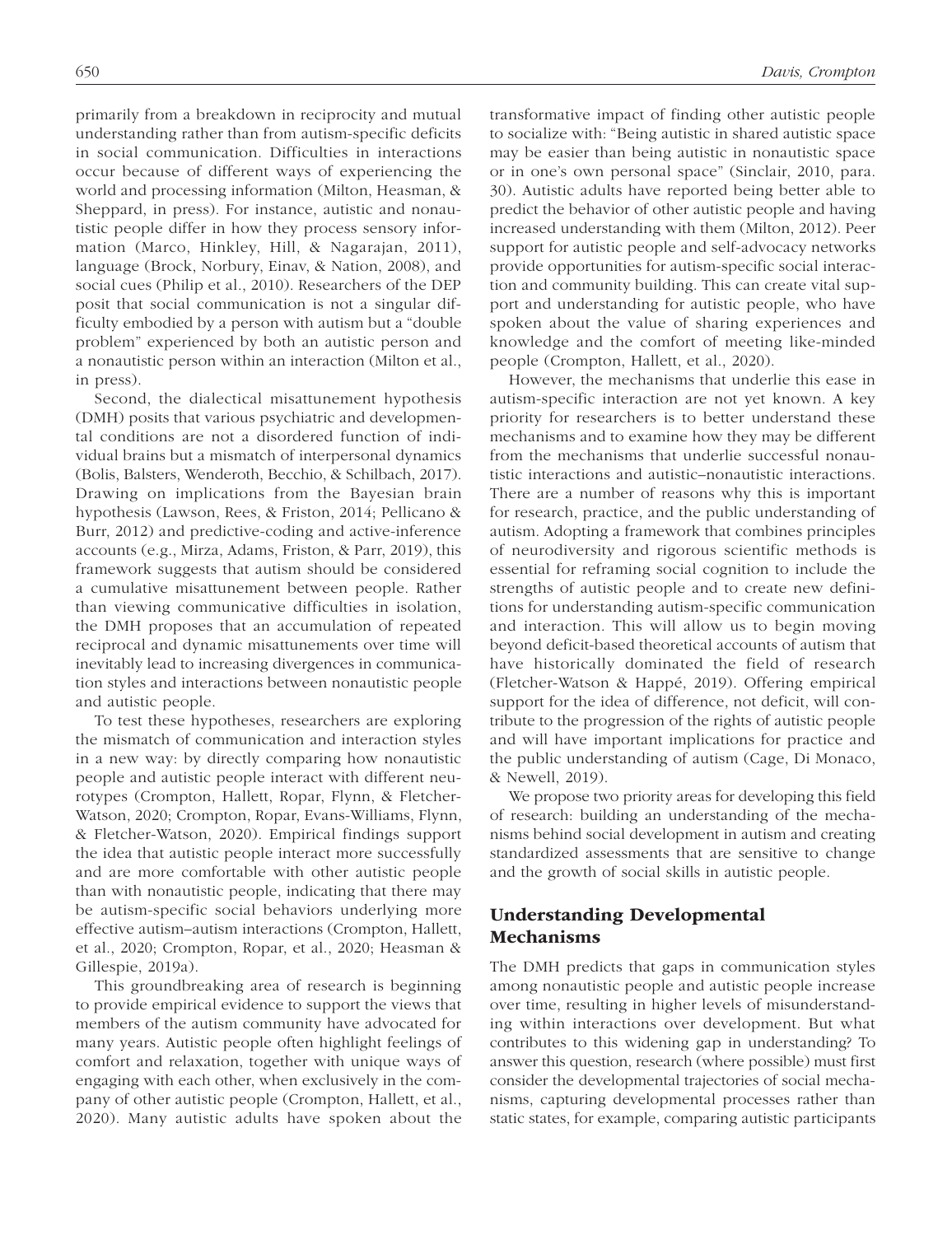primarily from a breakdown in reciprocity and mutual understanding rather than from autism-specific deficits in social communication. Difficulties in interactions occur because of different ways of experiencing the world and processing information (Milton, Heasman, & Sheppard, in press). For instance, autistic and nonautistic people differ in how they process sensory information (Marco, Hinkley, Hill, & Nagarajan, 2011), language (Brock, Norbury, Einav, & Nation, 2008), and social cues (Philip et al., 2010). Researchers of the DEP posit that social communication is not a singular difficulty embodied by a person with autism but a "double problem" experienced by both an autistic person and a nonautistic person within an interaction (Milton et al., in press).

Second, the dialectical misattunement hypothesis (DMH) posits that various psychiatric and developmental conditions are not a disordered function of individual brains but a mismatch of interpersonal dynamics (Bolis, Balsters, Wenderoth, Becchio, & Schilbach, 2017). Drawing on implications from the Bayesian brain hypothesis (Lawson, Rees, & Friston, 2014; Pellicano & Burr, 2012) and predictive-coding and active-inference accounts (e.g., Mirza, Adams, Friston, & Parr, 2019), this framework suggests that autism should be considered a cumulative misattunement between people. Rather than viewing communicative difficulties in isolation, the DMH proposes that an accumulation of repeated reciprocal and dynamic misattunements over time will inevitably lead to increasing divergences in communication styles and interactions between nonautistic people and autistic people.

To test these hypotheses, researchers are exploring the mismatch of communication and interaction styles in a new way: by directly comparing how nonautistic people and autistic people interact with different neurotypes (Crompton, Hallett, Ropar, Flynn, & Fletcher-Watson, 2020; Crompton, Ropar, Evans-Williams, Flynn, & Fletcher-Watson, 2020). Empirical findings support the idea that autistic people interact more successfully and are more comfortable with other autistic people than with nonautistic people, indicating that there may be autism-specific social behaviors underlying more effective autism–autism interactions (Crompton, Hallett, et al., 2020; Crompton, Ropar, et al., 2020; Heasman & Gillespie, 2019a).

This groundbreaking area of research is beginning to provide empirical evidence to support the views that members of the autism community have advocated for many years. Autistic people often highlight feelings of comfort and relaxation, together with unique ways of engaging with each other, when exclusively in the company of other autistic people (Crompton, Hallett, et al., 2020). Many autistic adults have spoken about the transformative impact of finding other autistic people to socialize with: "Being autistic in shared autistic space may be easier than being autistic in nonautistic space or in one's own personal space" (Sinclair, 2010, para. 30). Autistic adults have reported being better able to predict the behavior of other autistic people and having increased understanding with them (Milton, 2012). Peer support for autistic people and self-advocacy networks provide opportunities for autism-specific social interaction and community building. This can create vital support and understanding for autistic people, who have spoken about the value of sharing experiences and knowledge and the comfort of meeting like-minded people (Crompton, Hallett, et al., 2020).

However, the mechanisms that underlie this ease in autism-specific interaction are not yet known. A key priority for researchers is to better understand these mechanisms and to examine how they may be different from the mechanisms that underlie successful nonautistic interactions and autistic–nonautistic interactions. There are a number of reasons why this is important for research, practice, and the public understanding of autism. Adopting a framework that combines principles of neurodiversity and rigorous scientific methods is essential for reframing social cognition to include the strengths of autistic people and to create new definitions for understanding autism-specific communication and interaction. This will allow us to begin moving beyond deficit-based theoretical accounts of autism that have historically dominated the field of research (Fletcher-Watson & Happé, 2019). Offering empirical support for the idea of difference, not deficit, will contribute to the progression of the rights of autistic people and will have important implications for practice and the public understanding of autism (Cage, Di Monaco, & Newell, 2019).

We propose two priority areas for developing this field of research: building an understanding of the mechanisms behind social development in autism and creating standardized assessments that are sensitive to change and the growth of social skills in autistic people.

## Understanding Developmental Mechanisms

The DMH predicts that gaps in communication styles among nonautistic people and autistic people increase over time, resulting in higher levels of misunderstanding within interactions over development. But what contributes to this widening gap in understanding? To answer this question, research (where possible) must first consider the developmental trajectories of social mechanisms, capturing developmental processes rather than static states, for example, comparing autistic participants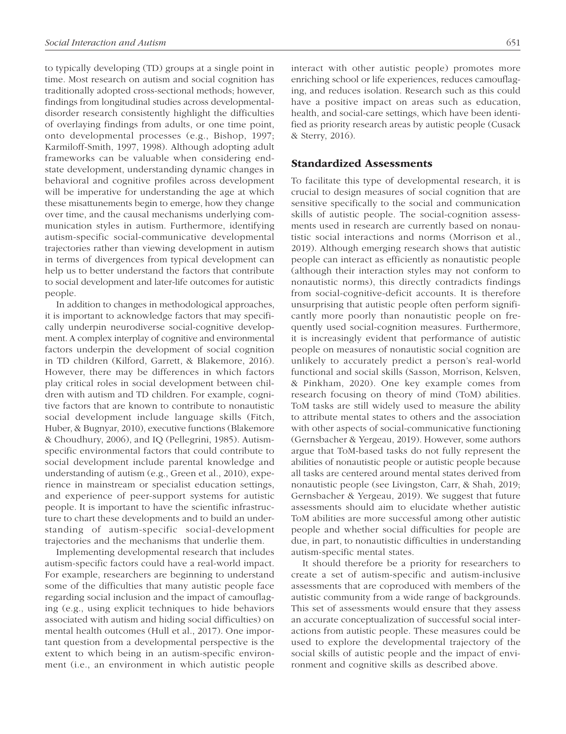to typically developing (TD) groups at a single point in time. Most research on autism and social cognition has traditionally adopted cross-sectional methods; however, findings from longitudinal studies across developmental-disorder research consistently highlight the difficulties of overlaying findings from adults, or one time point, onto developmental processes (e.g., Bishop, 1997; Karmiloff-Smith, 1997, 1998). Although adopting adult frameworks can be valuable when considering end-state development, understanding dynamic changes in behavioral and cognitive profiles across development will be imperative for understanding the age at which these misattunements begin to emerge, how they change over time, and the causal mechanisms underlying communication styles in autism. Furthermore, identifying autism-specific social-communicative developmental trajectories rather than viewing development in autism in terms of divergences from typical development can help us to better understand the factors that contribute to social development and later-life outcomes for autistic people.

In addition to changes in methodological approaches, it is important to acknowledge factors that may specifically underpin neurodiverse social-cognitive development. A complex interplay of cognitive and environmental factors underpin the development of social cognition in TD children (Kilford, Garrett, & Blakemore, 2016). However, there may be differences in which factors play critical roles in social development between children with autism and TD children. For example, cognitive factors that are known to contribute to nonautistic social development include language skills (Fitch, Huber, & Bugnyar, 2010), executive functions (Blakemore & Choudhury, 2006), and IQ (Pellegrini, 1985). Autism-specific environmental factors that could contribute to social development include parental knowledge and understanding of autism (e.g., Green et al., 2010), experience in mainstream or specialist education settings, and experience of peer-support systems for autistic people. It is important to have the scientific infrastructure to chart these developments and to build an understanding of autism-specific social-development trajectories and the mechanisms that underlie them.

Implementing developmental research that includes autism-specific factors could have a real-world impact. For example, researchers are beginning to understand some of the difficulties that many autistic people face regarding social inclusion and the impact of camouflaging (e.g., using explicit techniques to hide behaviors associated with autism and hiding social difficulties) on mental health outcomes (Hull et al., 2017). One important question from a developmental perspective is the extent to which being in an autism-specific environment (i.e., an environment in which autistic people interact with other autistic people) promotes more enriching school or life experiences, reduces camouflaging, and reduces isolation. Research such as this could have a positive impact on areas such as education, health, and social-care settings, which have been identified as priority research areas by autistic people (Cusack & Sterry, 2016).

## Standardized Assessments

To facilitate this type of developmental research, it is crucial to design measures of social cognition that are sensitive specifically to the social and communication skills of autistic people. The social-cognition assessments used in research are currently based on nonautistic social interactions and norms (Morrison et al., 2019). Although emerging research shows that autistic people can interact as efficiently as nonautistic people (although their interaction styles may not conform to nonautistic norms), this directly contradicts findings from social-cognitive-deficit accounts. It is therefore unsurprising that autistic people often perform significantly more poorly than nonautistic people on frequently used social-cognition measures. Furthermore, it is increasingly evident that performance of autistic people on measures of nonautistic social cognition are unlikely to accurately predict a person's real-world functional and social skills (Sasson, Morrison, Kelsven, & Pinkham, 2020). One key example comes from research focusing on theory of mind (ToM) abilities. ToM tasks are still widely used to measure the ability to attribute mental states to others and the association with other aspects of social-communicative functioning (Gernsbacher & Yergeau, 2019). However, some authors argue that ToM-based tasks do not fully represent the abilities of nonautistic people or autistic people because all tasks are centered around mental states derived from nonautistic people (see Livingston, Carr, & Shah, 2019; Gernsbacher & Yergeau, 2019). We suggest that future assessments should aim to elucidate whether autistic ToM abilities are more successful among other autistic people and whether social difficulties for people are due, in part, to nonautistic difficulties in understanding autism-specific mental states.

It should therefore be a priority for researchers to create a set of autism-specific and autism-inclusive assessments that are coproduced with members of the autistic community from a wide range of backgrounds. This set of assessments would ensure that they assess an accurate conceptualization of successful social interactions from autistic people. These measures could be used to explore the developmental trajectory of the social skills of autistic people and the impact of environment and cognitive skills as described above.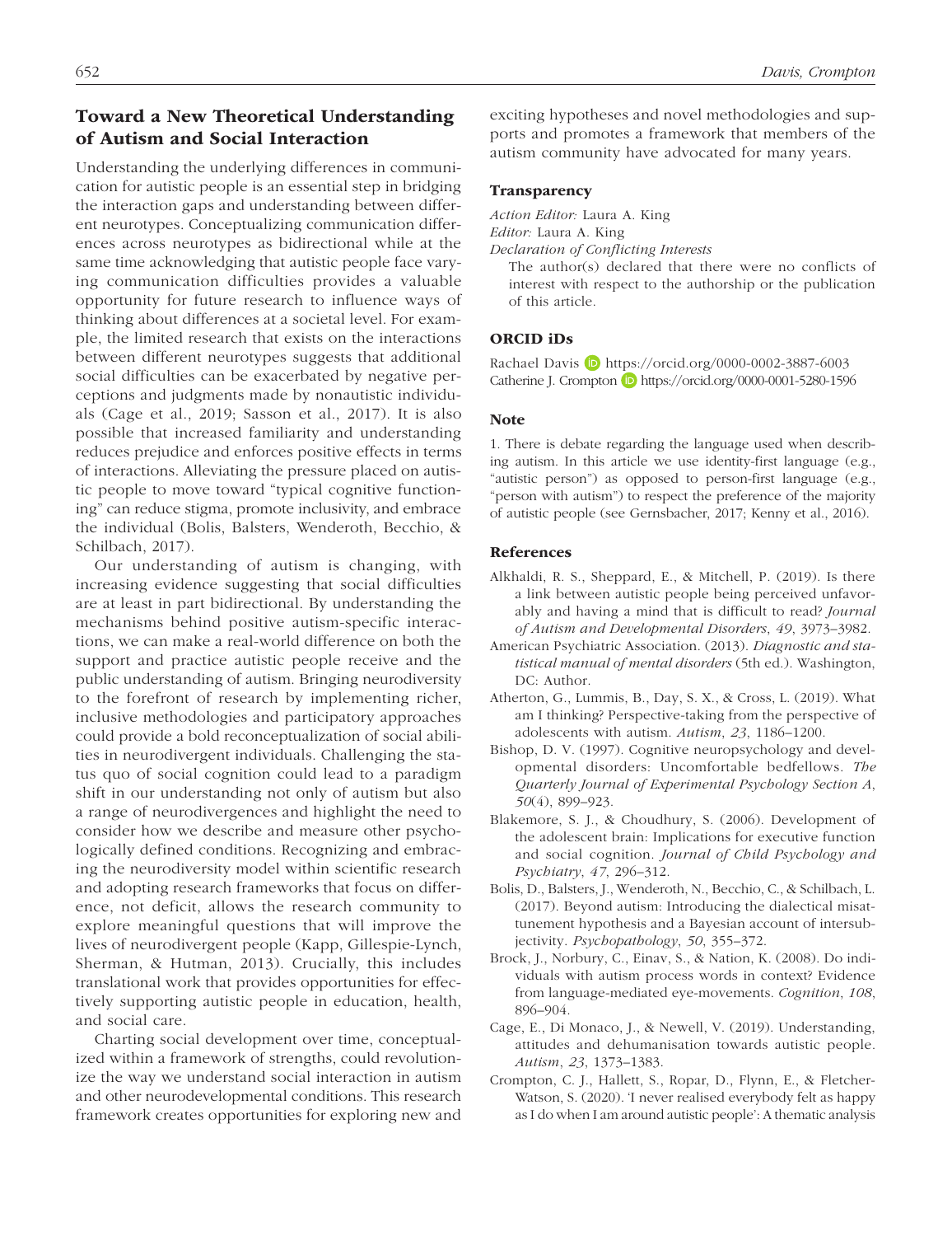## Toward a New Theoretical Understanding of Autism and Social Interaction

Understanding the underlying differences in communication for autistic people is an essential step in bridging the interaction gaps and understanding between different neurotypes. Conceptualizing communication differences across neurotypes as bidirectional while at the same time acknowledging that autistic people face varying communication difficulties provides a valuable opportunity for future research to influence ways of thinking about differences at a societal level. For example, the limited research that exists on the interactions between different neurotypes suggests that additional social difficulties can be exacerbated by negative perceptions and judgments made by nonautistic individuals (Cage et al., 2019; Sasson et al., 2017). It is also possible that increased familiarity and understanding reduces prejudice and enforces positive effects in terms of interactions. Alleviating the pressure placed on autistic people to move toward "typical cognitive functioning" can reduce stigma, promote inclusivity, and embrace the individual (Bolis, Balsters, Wenderoth, Becchio, & Schilbach, 2017).

Our understanding of autism is changing, with increasing evidence suggesting that social difficulties are at least in part bidirectional. By understanding the mechanisms behind positive autism-specific interactions, we can make a real-world difference on both the support and practice autistic people receive and the public understanding of autism. Bringing neurodiversity to the forefront of research by implementing richer, inclusive methodologies and participatory approaches could provide a bold reconceptualization of social abilities in neurodivergent individuals. Challenging the status quo of social cognition could lead to a paradigm shift in our understanding not only of autism but also a range of neurodivergences and highlight the need to consider how we describe and measure other psychologically defined conditions. Recognizing and embracing the neurodiversity model within scientific research and adopting research frameworks that focus on difference, not deficit, allows the research community to explore meaningful questions that will improve the lives of neurodivergent people (Kapp, Gillespie-Lynch, Sherman, & Hutman, 2013). Crucially, this includes translational work that provides opportunities for effectively supporting autistic people in education, health, and social care.

Charting social development over time, conceptualized within a framework of strengths, could revolutionize the way we understand social interaction in autism and other neurodevelopmental conditions. This research framework creates opportunities for exploring new and exciting hypotheses and novel methodologies and supports and promotes a framework that members of the autism community have advocated for many years.

### Transparency

*Action Editor:* Laura A. King
*Editor:* Laura A. King
*Declaration of Conflicting Interests*
The author(s) declared that there were no conflicts of interest with respect to the authorship or the publication of this article.

### ORCID iDs

Rachael Davis https://orcid.org/0000-0002-3887-6003
Catherine J. Crompton https://orcid.org/0000-0001-5280-1596

### Note

1. There is debate regarding the language used when describing autism. In this article we use identity-first language (e.g., "autistic person") as opposed to person-first language (e.g., "person with autism") to respect the preference of the majority of autistic people (see Gernsbacher, 2017; Kenny et al., 2016).

### References

Alkhaldi, R. S., Sheppard, E., & Mitchell, P. (2019). Is there a link between autistic people being perceived unfavorably and having a mind that is difficult to read? *Journal of Autism and Developmental Disorders*, *49*, 3973–3982.

American Psychiatric Association. (2013). *Diagnostic and statistical manual of mental disorders* (5th ed.). Washington, DC: Author.

Atherton, G., Lummis, B., Day, S. X., & Cross, L. (2019). What am I thinking? Perspective-taking from the perspective of adolescents with autism. *Autism*, *23*, 1186–1200.

Bishop, D. V. (1997). Cognitive neuropsychology and developmental disorders: Uncomfortable bedfellows. *The Quarterly Journal of Experimental Psychology Section A*, *50*(4), 899–923.

Blakemore, S. J., & Choudhury, S. (2006). Development of the adolescent brain: Implications for executive function and social cognition. *Journal of Child Psychology and Psychiatry*, *47*, 296–312.

Bolis, D., Balsters, J., Wenderoth, N., Becchio, C., & Schilbach, L. (2017). Beyond autism: Introducing the dialectical misattunement hypothesis and a Bayesian account of intersubjectivity. *Psychopathology*, *50*, 355–372.

Brock, J., Norbury, C., Einav, S., & Nation, K. (2008). Do individuals with autism process words in context? Evidence from language-mediated eye-movements. *Cognition*, *108*, 896–904.

Cage, E., Di Monaco, J., & Newell, V. (2019). Understanding, attitudes and dehumanisation towards autistic people. *Autism*, *23*, 1373–1383.

Crompton, C. J., Hallett, S., Ropar, D., Flynn, E., & Fletcher-Watson, S. (2020). 'I never realised everybody felt as happy as I do when I am around autistic people': A thematic analysis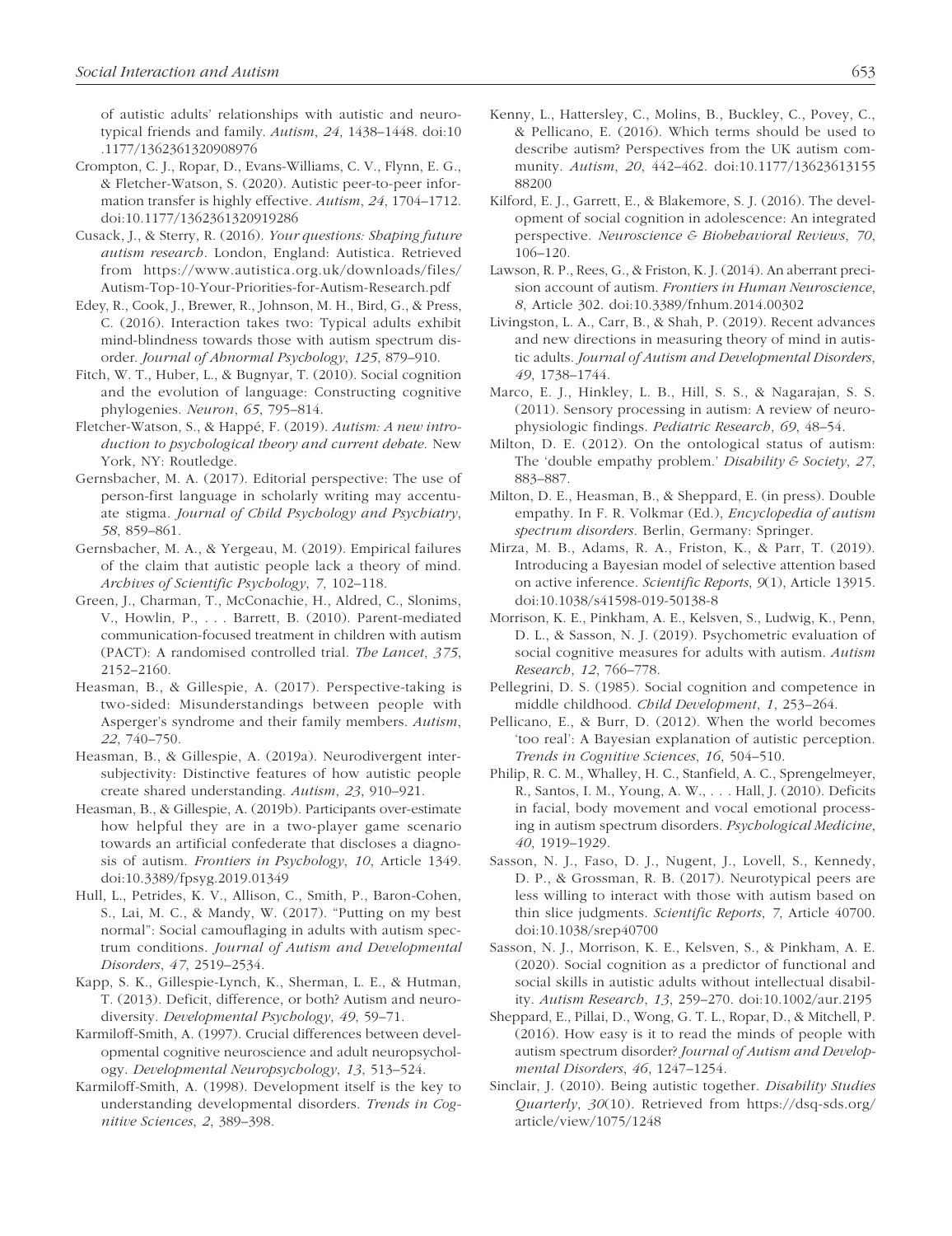of autistic adults' relationships with autistic and neurotypical friends and family. *Autism*, *24*, 1438–1448. doi:10.1177/1362361320908976

Crompton, C. J., Ropar, D., Evans-Williams, C. V., Flynn, E. G., & Fletcher-Watson, S. (2020). Autistic peer-to-peer information transfer is highly effective. *Autism*, *24*, 1704–1712. doi:10.1177/1362361320919286

Cusack, J., & Sterry, R. (2016). *Your questions: Shaping future autism research*. London, England: Autistica. Retrieved from https://www.autistica.org.uk/downloads/files/Autism-Top-10-Your-Priorities-for-Autism-Research.pdf

Edey, R., Cook, J., Brewer, R., Johnson, M. H., Bird, G., & Press, C. (2016). Interaction takes two: Typical adults exhibit mind-blindness towards those with autism spectrum disorder. *Journal of Abnormal Psychology*, *125*, 879–910.

Fitch, W. T., Huber, L., & Bugnyar, T. (2010). Social cognition and the evolution of language: Constructing cognitive phylogenies. *Neuron*, *65*, 795–814.

Fletcher-Watson, S., & Happé, F. (2019). *Autism: A new introduction to psychological theory and current debate*. New York, NY: Routledge.

Gernsbacher, M. A. (2017). Editorial perspective: The use of person-first language in scholarly writing may accentuate stigma. *Journal of Child Psychology and Psychiatry*, *58*, 859–861.

Gernsbacher, M. A., & Yergeau, M. (2019). Empirical failures of the claim that autistic people lack a theory of mind. *Archives of Scientific Psychology*, *7*, 102–118.

Green, J., Charman, T., McConachie, H., Aldred, C., Slonims, V., Howlin, P., . . . Barrett, B. (2010). Parent-mediated communication-focused treatment in children with autism (PACT): A randomised controlled trial. *The Lancet*, *375*, 2152–2160.

Heasman, B., & Gillespie, A. (2017). Perspective-taking is two-sided: Misunderstandings between people with Asperger's syndrome and their family members. *Autism*, *22*, 740–750.

Heasman, B., & Gillespie, A. (2019a). Neurodivergent intersubjectivity: Distinctive features of how autistic people create shared understanding. *Autism*, *23*, 910–921.

Heasman, B., & Gillespie, A. (2019b). Participants over-estimate how helpful they are in a two-player game scenario towards an artificial confederate that discloses a diagnosis of autism. *Frontiers in Psychology*, *10*, Article 1349. doi:10.3389/fpsyg.2019.01349

Hull, L., Petrides, K. V., Allison, C., Smith, P., Baron-Cohen, S., Lai, M. C., & Mandy, W. (2017). "Putting on my best normal": Social camouflaging in adults with autism spectrum conditions. *Journal of Autism and Developmental Disorders*, *47*, 2519–2534.

Kapp, S. K., Gillespie-Lynch, K., Sherman, L. E., & Hutman, T. (2013). Deficit, difference, or both? Autism and neurodiversity. *Developmental Psychology*, *49*, 59–71.

Karmiloff-Smith, A. (1997). Crucial differences between developmental cognitive neuroscience and adult neuropsychology. *Developmental Neuropsychology*, *13*, 513–524.

Karmiloff-Smith, A. (1998). Development itself is the key to understanding developmental disorders. *Trends in Cognitive Sciences*, *2*, 389–398.

Kenny, L., Hattersley, C., Molins, B., Buckley, C., Povey, C., & Pellicano, E. (2016). Which terms should be used to describe autism? Perspectives from the UK autism community. *Autism*, *20*, 442–462. doi:10.1177/1362361315588200

Kilford, E. J., Garrett, E., & Blakemore, S. J. (2016). The development of social cognition in adolescence: An integrated perspective. *Neuroscience & Biobehavioral Reviews*, *70*, 106–120.

Lawson, R. P., Rees, G., & Friston, K. J. (2014). An aberrant precision account of autism. *Frontiers in Human Neuroscience*, *8*, Article 302. doi:10.3389/fnhum.2014.00302

Livingston, L. A., Carr, B., & Shah, P. (2019). Recent advances and new directions in measuring theory of mind in autistic adults. *Journal of Autism and Developmental Disorders*, *49*, 1738–1744.

Marco, E. J., Hinkley, L. B., Hill, S. S., & Nagarajan, S. S. (2011). Sensory processing in autism: A review of neurophysiologic findings. *Pediatric Research*, *69*, 48–54.

Milton, D. E. (2012). On the ontological status of autism: The 'double empathy problem.' *Disability & Society*, *27*, 883–887.

Milton, D. E., Heasman, B., & Sheppard, E. (in press). Double empathy. In F. R. Volkmar (Ed.), *Encyclopedia of autism spectrum disorders*. Berlin, Germany: Springer.

Mirza, M. B., Adams, R. A., Friston, K., & Parr, T. (2019). Introducing a Bayesian model of selective attention based on active inference. *Scientific Reports*, *9*(1), Article 13915. doi:10.1038/s41598-019-50138-8

Morrison, K. E., Pinkham, A. E., Kelsven, S., Ludwig, K., Penn, D. L., & Sasson, N. J. (2019). Psychometric evaluation of social cognitive measures for adults with autism. *Autism Research*, *12*, 766–778.

Pellegrini, D. S. (1985). Social cognition and competence in middle childhood. *Child Development*, *1*, 253–264.

Pellicano, E., & Burr, D. (2012). When the world becomes 'too real': A Bayesian explanation of autistic perception. *Trends in Cognitive Sciences*, *16*, 504–510.

Philip, R. C. M., Whalley, H. C., Stanfield, A. C., Sprengelmeyer, R., Santos, I. M., Young, A. W., . . . Hall, J. (2010). Deficits in facial, body movement and vocal emotional processing in autism spectrum disorders. *Psychological Medicine*, *40*, 1919–1929.

Sasson, N. J., Faso, D. J., Nugent, J., Lovell, S., Kennedy, D. P., & Grossman, R. B. (2017). Neurotypical peers are less willing to interact with those with autism based on thin slice judgments. *Scientific Reports*, *7*, Article 40700. doi:10.1038/srep40700

Sasson, N. J., Morrison, K. E., Kelsven, S., & Pinkham, A. E. (2020). Social cognition as a predictor of functional and social skills in autistic adults without intellectual disability. *Autism Research*, *13*, 259–270. doi:10.1002/aur.2195

Sheppard, E., Pillai, D., Wong, G. T. L., Ropar, D., & Mitchell, P. (2016). How easy is it to read the minds of people with autism spectrum disorder? *Journal of Autism and Developmental Disorders*, *46*, 1247–1254.

Sinclair, J. (2010). Being autistic together. *Disability Studies Quarterly*, *30*(10). Retrieved from https://dsq-sds.org/article/view/1075/1248